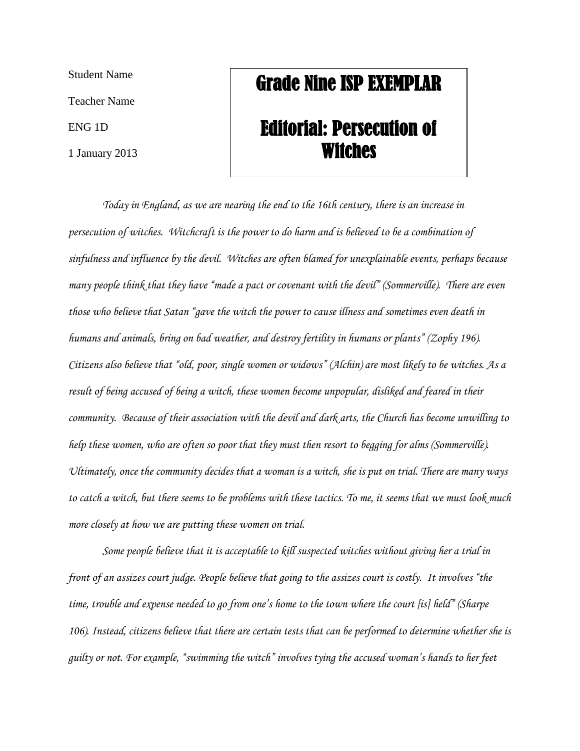Student Name

Teacher Name

ENG 1D

1 January 2013

# Grade Nine ISP EXEMPLAR

# Editorial: Persecution of Witches

*Today in England, as we are nearing the end to the 16th century, there is an increase in persecution of witches. Witchcraft is the power to do harm and is believed to be a combination of sinfulness and influence by the devil. Witches are often blamed for unexplainable events, perhaps because many people think that they have "made a pact or covenant with the devil" (Sommerville). There are even those who believe that Satan "gave the witch the power to cause illness and sometimes even death in humans and animals, bring on bad weather, and destroy fertility in humans or plants" (Zophy 196). Citizens also believe that "old, poor, single women or widows" (Alchin) are most likely to be witches. As a result of being accused of being a witch, these women become unpopular, disliked and feared in their community. Because of their association with the devil and dark arts, the Church has become unwilling to help these women, who are often so poor that they must then resort to begging for alms (Sommerville). Ultimately, once the community decides that a woman is a witch, she is put on trial. There are many ways to catch a witch, but there seems to be problems with these tactics. To me, it seems that we must look much more closely at how we are putting these women on trial.*

*Some people believe that it is acceptable to kill suspected witches without giving her a trial in front of an assizes court judge. People believe that going to the assizes court is costly. It involves "the time, trouble and expense needed to go from one's home to the town where the court [is] held" (Sharpe 106). Instead, citizens believe that there are certain tests that can be performed to determine whether she is guilty or not. For example, "swimming the witch" involves tying the accused woman's hands to her feet*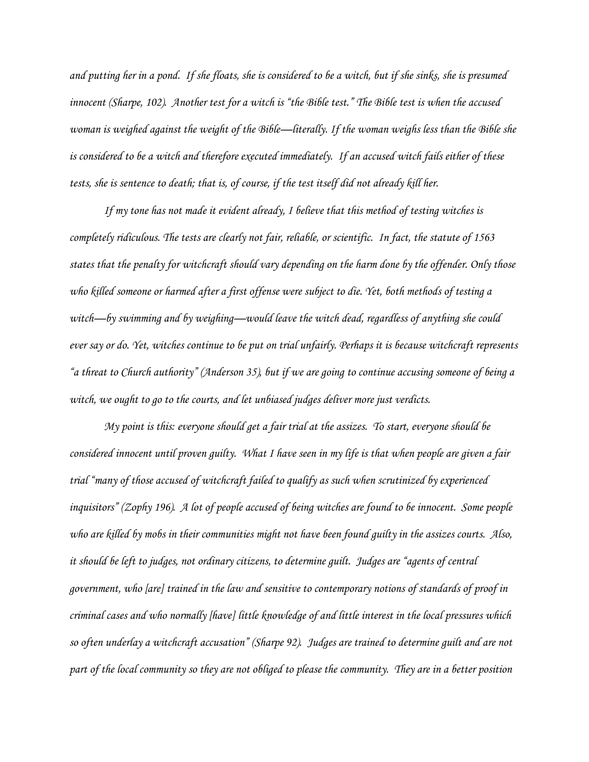*and putting her in a pond. If she floats, she is considered to be a witch, but if she sinks, she is presumed innocent (Sharpe, 102). Another test for a witch is "the Bible test." The Bible test is when the accused woman is weighed against the weight of the Bible—literally. If the woman weighs less than the Bible she is considered to be a witch and therefore executed immediately. If an accused witch fails either of these tests, she is sentence to death; that is, of course, if the test itself did not already kill her.*

*If my tone has not made it evident already, I believe that this method of testing witches is completely ridiculous. The tests are clearly not fair, reliable, or scientific. In fact, the statute of 1563 states that the penalty for witchcraft should vary depending on the harm done by the offender. Only those who killed someone or harmed after a first offense were subject to die. Yet, both methods of testing a witch—by swimming and by weighing—would leave the witch dead, regardless of anything she could ever say or do. Yet, witches continue to be put on trial unfairly. Perhaps it is because witchcraft represents "a threat to Church authority" (Anderson 35), but if we are going to continue accusing someone of being a witch, we ought to go to the courts, and let unbiased judges deliver more just verdicts.*

*My point is this: everyone should get a fair trial at the assizes. To start, everyone should be considered innocent until proven guilty. What I have seen in my life is that when people are given a fair trial "many of those accused of witchcraft failed to qualify as such when scrutinized by experienced inquisitors" (Zophy 196). A lot of people accused of being witches are found to be innocent. Some people who are killed by mobs in their communities might not have been found guilty in the assizes courts. Also, it should be left to judges, not ordinary citizens, to determine guilt. Judges are "agents of central government, who [are] trained in the law and sensitive to contemporary notions of standards of proof in criminal cases and who normally [have] little knowledge of and little interest in the local pressures which so often underlay a witchcraft accusation" (Sharpe 92). Judges are trained to determine guilt and are not part of the local community so they are not obliged to please the community. They are in a better position*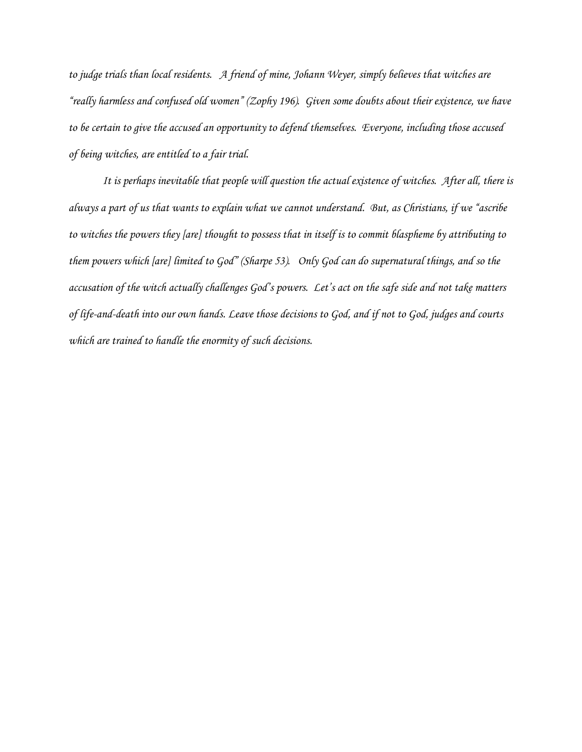*to judge trials than local residents. A friend of mine, Johann Weyer, simply believes that witches are "really harmless and confused old women" (Zophy 196). Given some doubts about their existence, we have to be certain to give the accused an opportunity to defend themselves. Everyone, including those accused of being witches, are entitled to a fair trial.*

*It is perhaps inevitable that people will question the actual existence of witches. After all, there is always a part of us that wants to explain what we cannot understand. But, as Christians, if we "ascribe to witches the powers they [are] thought to possess that in itself is to commit blaspheme by attributing to them powers which [are] limited to God" (Sharpe 53). Only God can do supernatural things, and so the accusation of the witch actually challenges God's powers. Let's act on the safe side and not take matters of life-and-death into our own hands. Leave those decisions to God, and if not to God, judges and courts which are trained to handle the enormity of such decisions.*